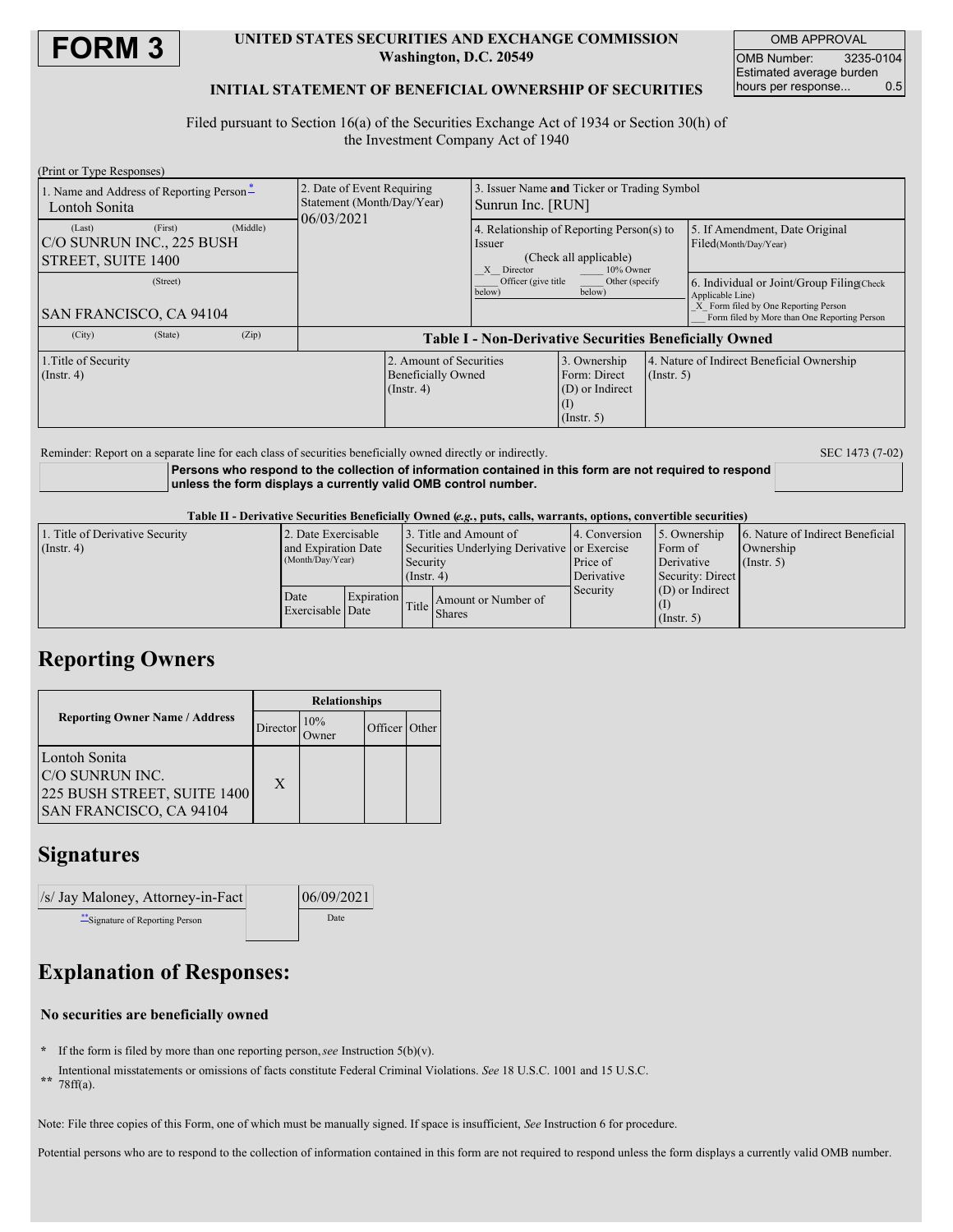# FORM 3

**UNITED STATES SECURITIES AND EXCHANGE COMMISSION**
**Washington, D.C. 20549**

**INITIAL STATEMENT OF BENEFICIAL OWNERSHIP OF SECURITIES**

| OMB APPROVAL | |
|---|---|
| OMB Number: | 3235-0104 |
| Estimated average burden hours per response... | 0.5 |

Filed pursuant to Section 16(a) of the Securities Exchange Act of 1934 or Section 30(h) of the Investment Company Act of 1940

(Print or Type Responses)

| 1. Name and Address of Reporting Person* | 2. Date of Event Requiring Statement (Month/Day/Year) | 3. Issuer Name **and** Ticker or Trading Symbol | |
|---|---|---|---|
| Lontoh Sonita | 06/03/2021 | Sunrun Inc. [RUN] | |
| (Last) (First) (Middle) C/O SUNRUN INC., 225 BUSH STREET, SUITE 1400 | | 4. Relationship of Reporting Person(s) to Issuer (Check all applicable) _X_ Director ___ 10% Owner ___ Officer (give title below) ___ Other (specify below) | 5. If Amendment, Date Original Filed(Month/Day/Year) |
| (Street) SAN FRANCISCO, CA 94104 | | | 6. Individual or Joint/Group Filing(Check Applicable Line) _X_ Form filed by One Reporting Person ___ Form filed by More than One Reporting Person |
| (City) (State) (Zip) | | | |

**Table I - Non-Derivative Securities Beneficially Owned**

| 1.Title of Security (Instr. 4) | 2. Amount of Securities Beneficially Owned (Instr. 4) | 3. Ownership Form: Direct (D) or Indirect (I) (Instr. 5) | 4. Nature of Indirect Beneficial Ownership (Instr. 5) |
|---|---|---|---|

Reminder: Report on a separate line for each class of securities beneficially owned directly or indirectly.

SEC 1473 (7-02)

**Persons who respond to the collection of information contained in this form are not required to respond unless the form displays a currently valid OMB control number.**

**Table II - Derivative Securities Beneficially Owned (*e.g.*, puts, calls, warrants, options, convertible securities)**

| 1. Title of Derivative Security (Instr. 4) | 2. Date Exercisable and Expiration Date (Month/Day/Year) | | 3. Title and Amount of Securities Underlying Derivative Security (Instr. 4) | | 4. Conversion or Exercise Price of Derivative Security | 5. Ownership Form of Derivative Security: Direct (D) or Indirect (I) (Instr. 5) | 6. Nature of Indirect Beneficial Ownership (Instr. 5) |
|---|---|---|---|---|---|---|---|
| | Date Exercisable | Expiration Date | Title | Amount or Number of Shares | | | |

## Reporting Owners

| Reporting Owner Name / Address | Relationships | | | |
|---|---|---|---|---|
| | Director | 10% Owner | Officer | Other |
| Lontoh Sonita C/O SUNRUN INC. 225 BUSH STREET, SUITE 1400 SAN FRANCISCO, CA 94104 | X | | | |

## Signatures

| /s/ Jay Maloney, Attorney-in-Fact | 06/09/2021 |
|---|---|
| **Signature of Reporting Person | Date |

## Explanation of Responses:

**No securities are beneficially owned**

\* If the form is filed by more than one reporting person, *see* Instruction 5(b)(v).

\*\* Intentional misstatements or omissions of facts constitute Federal Criminal Violations. *See* 18 U.S.C. 1001 and 15 U.S.C. 78ff(a).

Note: File three copies of this Form, one of which must be manually signed. If space is insufficient, *See* Instruction 6 for procedure.

Potential persons who are to respond to the collection of information contained in this form are not required to respond unless the form displays a currently valid OMB number.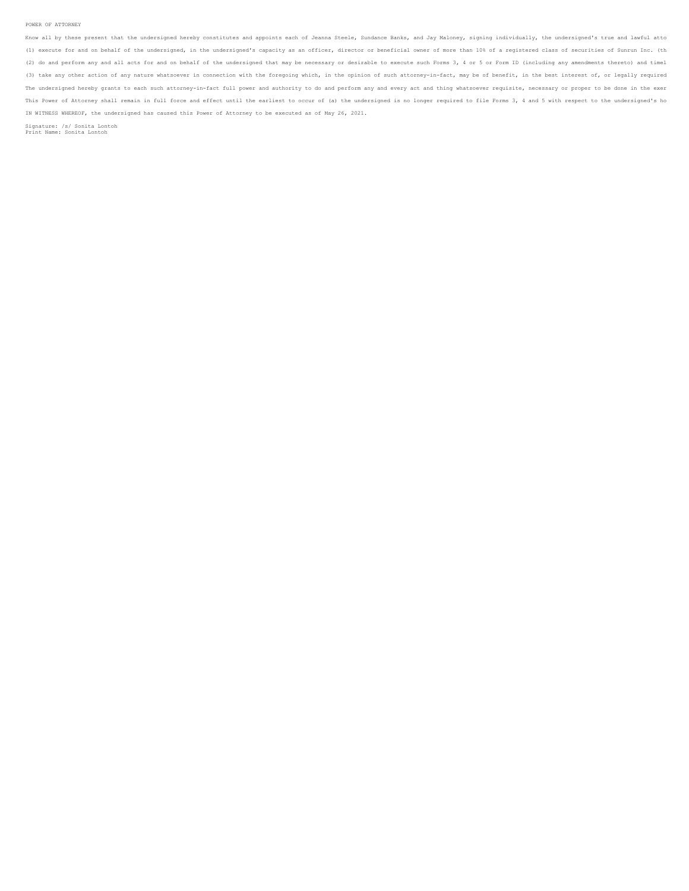POWER OF ATTORNEY

Know all by these present that the undersigned hereby constitutes and appoints each of Jeanna Steele, Sundance Banks, and Jay Maloney, signing individually, the undersigned's true and lawful atto

(1) execute for and on behalf of the undersigned, in the undersigned's capacity as an officer, director or beneficial owner of more than 10% of a registered class of securities of Sunrun Inc. (th

(2) do and perform any and all acts for and on behalf of the undersigned that may be necessary or desirable to execute such Forms 3, 4 or 5 or Form ID (including any amendments thereto) and timel

(3) take any other action of any nature whatsoever in connection with the foregoing which, in the opinion of such attorney-in-fact, may be of benefit, in the best interest of, or legally required

The undersigned hereby grants to each such attorney-in-fact full power and authority to do and perform any and every act and thing whatsoever requisite, necessary or proper to be done in the exer

This Power of Attorney shall remain in full force and effect until the earliest to occur of (a) the undersigned is no longer required to file Forms 3, 4 and 5 with respect to the undersigned's ho

IN WITNESS WHEREOF, the undersigned has caused this Power of Attorney to be executed as of May 26, 2021.

Signature: /s/ Sonita Lontoh
Print Name: Sonita Lontoh